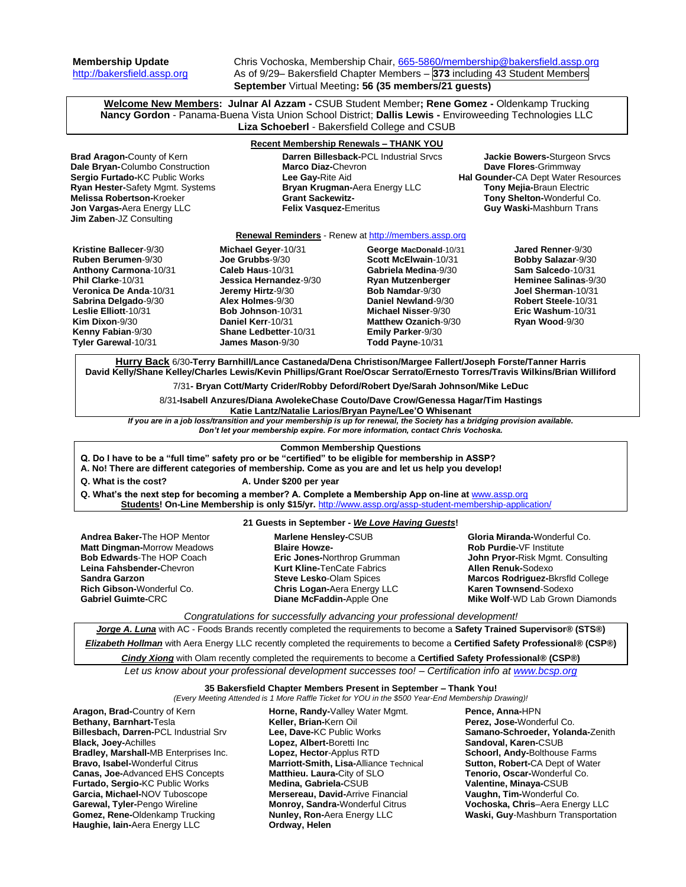**Membership Update**
http://bakersfield.assp.org

Chris Vochoska, Membership Chair, 665-5860/membership@bakersfield.assp.org
As of 9/29– Bakersfield Chapter Members – **373** including 43 Student Members
**September** Virtual Meeting**: 56 (35 members/21 guests)**

**Welcome New Members**: **Julnar Al Azzam -** CSUB Student Member**; Rene Gomez -** Oldenkamp Trucking
**Nancy Gordon** - Panama-Buena Vista Union School District; **Dallis Lewis -** Enviroweeding Technologies LLC
**Liza Schoeberl** - Bakersfield College and CSUB

**Recent Membership Renewals – THANK YOU**

**Brad Aragon-**County of Kern
**Dale Bryan-**Columbo Construction
**Sergio Furtado-**KC Public Works
**Ryan Hester-**Safety Mgmt. Systems
**Melissa Robertson-**Kroeker
**Jon Vargas-**Aera Energy LLC
**Jim Zaben**-JZ Consulting
**Darren Billesback-**PCL Industrial Srvcs
**Marco Diaz-**Chevron
**Lee Gay-**Rite Aid
**Bryan Krugman-**Aera Energy LLC
**Grant Sackewitz-**
**Felix Vasquez-**Emeritus
**Jackie Bowers-**Sturgeon Srvcs
**Dave Flores**-Grimmway
**Hal Gounder-**CA Dept Water Resources
**Tony Mejia-**Braun Electric
**Tony Shelton-**Wonderful Co.
**Guy Waski-**Mashburn Trans

**Renewal Reminders** - Renew at http://members.assp.org

**Kristine Ballecer**-9/30
**Ruben Berumen**-9/30
**Anthony Carmona**-10/31
**Phil Clarke**-10/31
**Veronica De Anda**-10/31
**Sabrina Delgado**-9/30
**Leslie Elliott**-10/31
**Kim Dixon**-9/30
**Kenny Fabian**-9/30
**Tyler Garewal**-10/31
**Michael Geyer**-10/31
**Joe Grubbs**-9/30
**Caleb Haus**-10/31
**Jessica Hernandez**-9/30
**Jeremy Hirtz**-9/30
**Alex Holmes**-9/30
**Bob Johnson**-10/31
**Daniel Kerr**-10/31
**Shane Ledbetter**-10/31
**James Mason**-9/30
**George MacDonald**-10/31
**Scott McElwain**-10/31
**Gabriela Medina**-9/30
**Ryan Mutzenberger**
**Bob Namdar**-9/30
**Daniel Newland**-9/30
**Michael Nisser**-9/30
**Matthew Ozanich**-9/30
**Emily Parker**-9/30
**Todd Payne**-10/31
**Jared Renner**-9/30
**Bobby Salazar**-9/30
**Sam Salcedo**-10/31
**Heminee Salinas**-9/30
**Joel Sherman**-10/31
**Robert Steele**-10/31
**Eric Washum**-10/31
**Ryan Wood**-9/30

**Hurry Back** 6/30-**Terry Barnhill/Lance Castaneda/Dena Christison/Margee Fallert/Joseph Forste/Tanner Harris David Kelly/Shane Kelley/Charles Lewis/Kevin Phillips/Grant Roe/Oscar Serrato/Ernesto Torres/Travis Wilkins/Brian Williford**

7/31**- Bryan Cott/Marty Crider/Robby Deford/Robert Dye/Sarah Johnson/Mike LeDuc**

8/31**-Isabell Anzures/Diana AwolekeChase Couto/Dave Crow/Genessa Hagar/Tim Hastings Katie Lantz/Natalie Larios/Bryan Payne/Lee'O Whisenant**

***If you are in a job loss/transition and your membership is up for renewal, the Society has a bridging provision available. Don't let your membership expire. For more information, contact Chris Vochoska.***

**Common Membership Questions**

**Q. Do I have to be a "full time" safety pro or be "certified" to be eligible for membership in ASSP?**
**A. No! There are different categories of membership. Come as you are and let us help you develop!**

**Q. What is the cost?** **A. Under $200 per year**

**Q. What's the next step for becoming a member? A. Complete a Membership App on-line at** www.assp.org
**Students! On-Line Membership is only $15/yr.** http://www.assp.org/assp-student-membership-application/

**21 Guests in September - *We Love Having Guests*!**

**Andrea Baker-**The HOP Mentor
**Matt Dingman-**Morrow Meadows
**Bob Edwards**-The HOP Coach
**Leina Fahsbender-**Chevron
**Sandra Garzon**
**Rich Gibson-**Wonderful Co.
**Gabriel Guimte-**CRC
**Marlene Hensley-**CSUB
**Blaire Howze-**
**Eric Jones-**Northrop Grumman
**Kurt Kline-**TenCate Fabrics
**Steve Lesko**-Olam Spices
**Chris Logan-**Aera Energy LLC
**Diane McFaddin-**Apple One
**Gloria Miranda-**Wonderful Co.
**Rob Purdie-**VF Institute
**John Pryor-**Risk Mgmt. Consulting
**Allen Renuk-**Sodexo
**Marcos Rodriguez-**Bkrsfld College
**Karen Townsend**-Sodexo
**Mike Wolf**-WD Lab Grown Diamonds

*Congratulations for successfully advancing your professional development!*

***Jorge A. Luna*** with AC - Foods Brands recently completed the requirements to become a **Safety Trained Supervisor® (STS®)**

***Elizabeth Hollman*** with Aera Energy LLC recently completed the requirements to become a **Certified Safety Professional® (CSP®)**

***Cindy Xiong*** with Olam recently completed the requirements to become a **Certified Safety Professional® (CSP®)**

*Let us know about your professional development successes too! – Certification info at www.bcsp.org*

**35 Bakersfield Chapter Members Present in September – Thank You!**
*(Every Meeting Attended is 1 More Raffle Ticket for YOU in the $500 Year-End Membership Drawing)!*

**Aragon, Brad-**Country of Kern
**Bethany, Barnhart-**Tesla
**Billesbach, Darren-**PCL Industrial Srv
**Black, Joey-**Achilles
**Bradley, Marshall-**MB Enterprises Inc.
**Bravo, Isabel-**Wonderful Citrus
**Canas, Joe-**Advanced EHS Concepts
**Furtado, Sergio-**KC Public Works
**Garcia, Michael-**NOV Tuboscope
**Garewal, Tyler-**Pengo Wireline
**Gomez, Rene-**Oldenkamp Trucking
**Haughie, Iain-**Aera Energy LLC
**Horne, Randy-**Valley Water Mgmt.
**Keller, Brian-**Kern Oil
**Lee, Dave-**KC Public Works
**Lopez, Albert-**Boretti Inc
**Lopez, Hector**-Applus RTD
**Marriott-Smith, Lisa-**Alliance Technical
**Matthieu. Laura-**City of SLO
**Medina, Gabriela-**CSUB
**Mersereau, David-**Arrive Financial
**Monroy, Sandra-**Wonderful Citrus
**Nunley, Ron-**Aera Energy LLC
**Ordway, Helen**
**Pence, Anna-**HPN
**Perez, Jose-**Wonderful Co.
**Samano-Schroeder, Yolanda-**Zenith
**Sandoval, Karen-**CSUB
**Schoorl, Andy-**Bolthouse Farms
**Sutton, Robert-**CA Dept of Water
**Tenorio, Oscar-**Wonderful Co.
**Valentine, Minaya-**CSUB
**Vaughn, Tim-**Wonderful Co.
**Vochoska, Chris**–Aera Energy LLC
**Waski, Guy**-Mashburn Transportation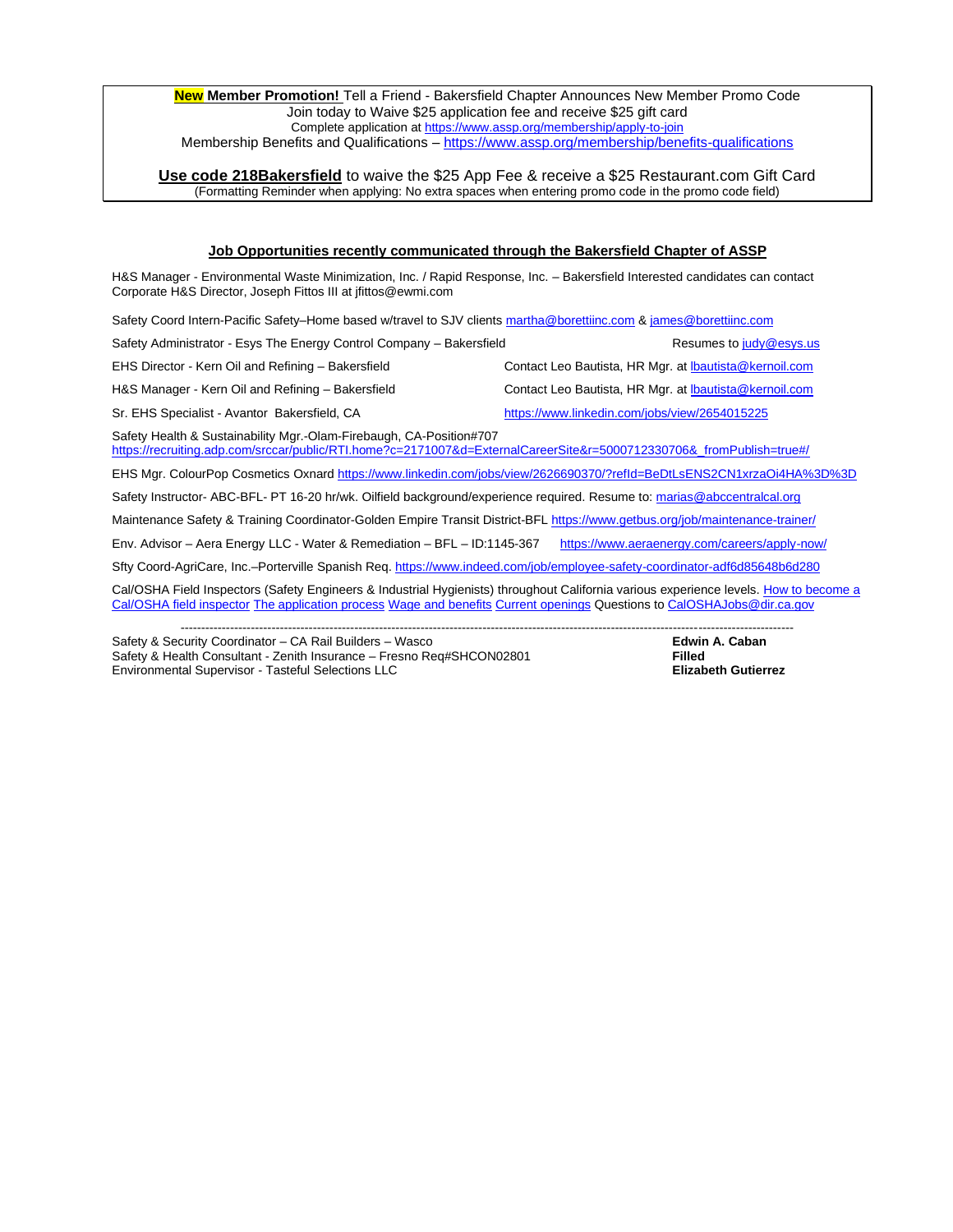**New Member Promotion!** Tell a Friend - Bakersfield Chapter Announces New Member Promo Code
Join today to Waive $25 application fee and receive $25 gift card
Complete application at https://www.assp.org/membership/apply-to-join
Membership Benefits and Qualifications – https://www.assp.org/membership/benefits-qualifications

**Use code 218Bakersfield** to waive the $25 App Fee & receive a $25 Restaurant.com Gift Card
(Formatting Reminder when applying: No extra spaces when entering promo code in the promo code field)

## Job Opportunities recently communicated through the Bakersfield Chapter of ASSP

H&S Manager - Environmental Waste Minimization, Inc. / Rapid Response, Inc. – Bakersfield Interested candidates can contact Corporate H&S Director, Joseph Fittos III at jfittos@ewmi.com

Safety Coord Intern-Pacific Safety–Home based w/travel to SJV clients martha@borettiinc.com & james@borettiinc.com

Safety Administrator - Esys The Energy Control Company – Bakersfield Resumes to judy@esys.us

EHS Director - Kern Oil and Refining – Bakersfield Contact Leo Bautista, HR Mgr. at lbautista@kernoil.com

H&S Manager - Kern Oil and Refining – Bakersfield Contact Leo Bautista, HR Mgr. at lbautista@kernoil.com

Sr. EHS Specialist - Avantor Bakersfield, CA https://www.linkedin.com/jobs/view/2654015225

Safety Health & Sustainability Mgr.-Olam-Firebaugh, CA-Position#707
https://recruiting.adp.com/srccar/public/RTI.home?c=2171007&d=ExternalCareerSite&r=5000712330706&_fromPublish=true#/

EHS Mgr. ColourPop Cosmetics Oxnard https://www.linkedin.com/jobs/view/2626690370/?refId=BeDtLsENS2CN1xrzaOi4HA%3D%3D

Safety Instructor- ABC-BFL- PT 16-20 hr/wk. Oilfield background/experience required. Resume to: marias@abccentralcal.org

Maintenance Safety & Training Coordinator-Golden Empire Transit District-BFL https://www.getbus.org/job/maintenance-trainer/

Env. Advisor – Aera Energy LLC - Water & Remediation – BFL – ID:1145-367 https://www.aeraenergy.com/careers/apply-now/

Sfty Coord-AgriCare, Inc.–Porterville Spanish Req. https://www.indeed.com/job/employee-safety-coordinator-adf6d85648b6d280

Cal/OSHA Field Inspectors (Safety Engineers & Industrial Hygienists) throughout California various experience levels. How to become a Cal/OSHA field inspector The application process Wage and benefits Current openings Questions to CalOSHAJobs@dir.ca.gov

---

Safety & Security Coordinator – CA Rail Builders – Wasco **Edwin A. Caban**
Safety & Health Consultant - Zenith Insurance – Fresno Req#SHCON02801 **Filled**
Environmental Supervisor - Tasteful Selections LLC **Elizabeth Gutierrez**